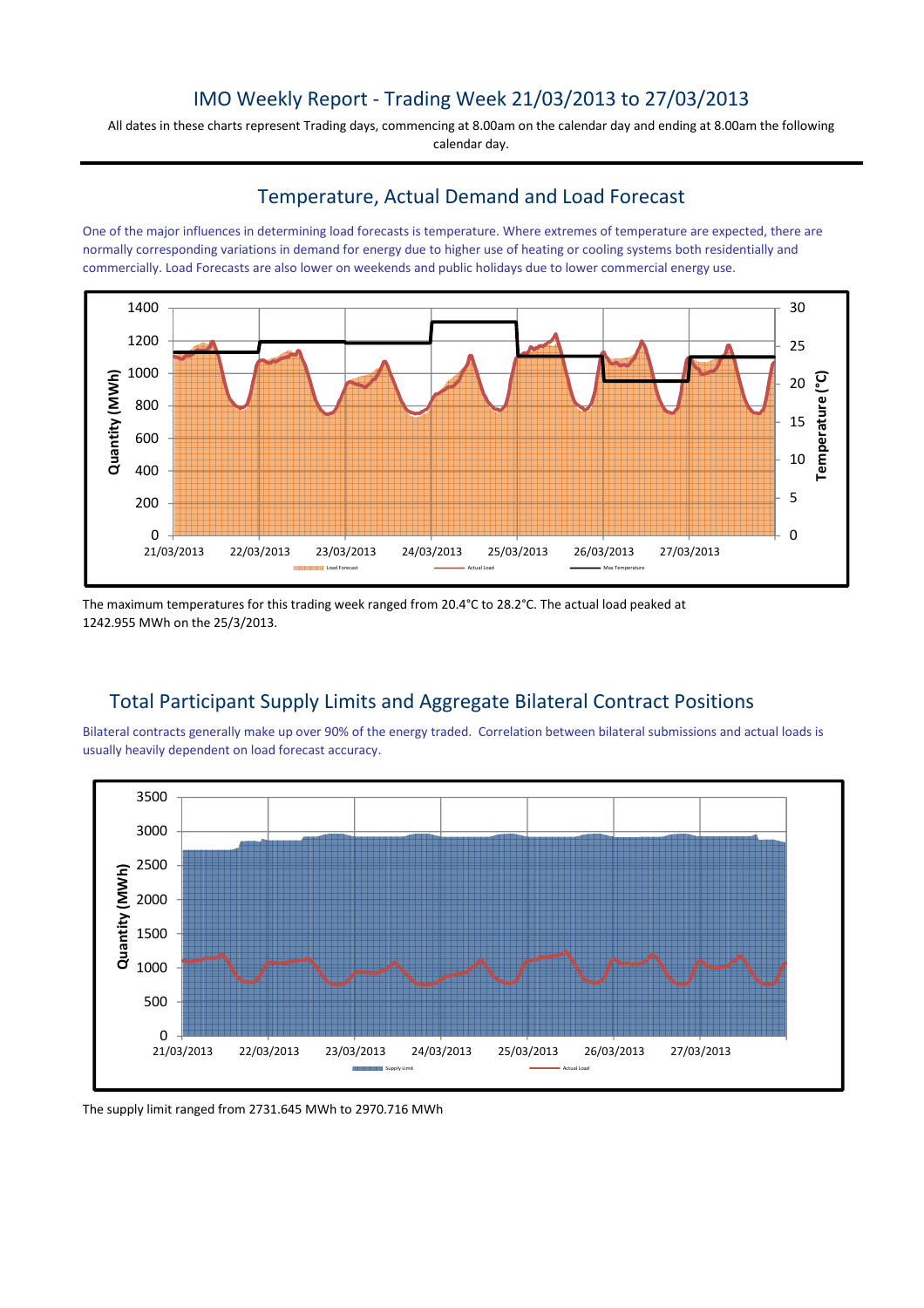# IMO Weekly Report - Trading Week 21/03/2013 to 27/03/2013

All dates in these charts represent Trading days, commencing at 8.00am on the calendar day and ending at 8.00am the following calendar day.

## Temperature, Actual Demand and Load Forecast

One of the major influences in determining load forecasts is temperature. Where extremes of temperature are expected, there are normally corresponding variations in demand for energy due to higher use of heating or cooling systems both residentially and commercially. Load Forecasts are also lower on weekends and public holidays due to lower commercial energy use.

The maximum temperatures for this trading week ranged from 20.4°C to 28.2°C. The actual load peaked at 1242.955 MWh on the 25/3/2013.

## Total Participant Supply Limits and Aggregate Bilateral Contract Positions

Bilateral contracts generally make up over 90% of the energy traded. Correlation between bilateral submissions and actual loads is usually heavily dependent on load forecast accuracy.

The supply limit ranged from 2731.645 MWh to 2970.716 MWh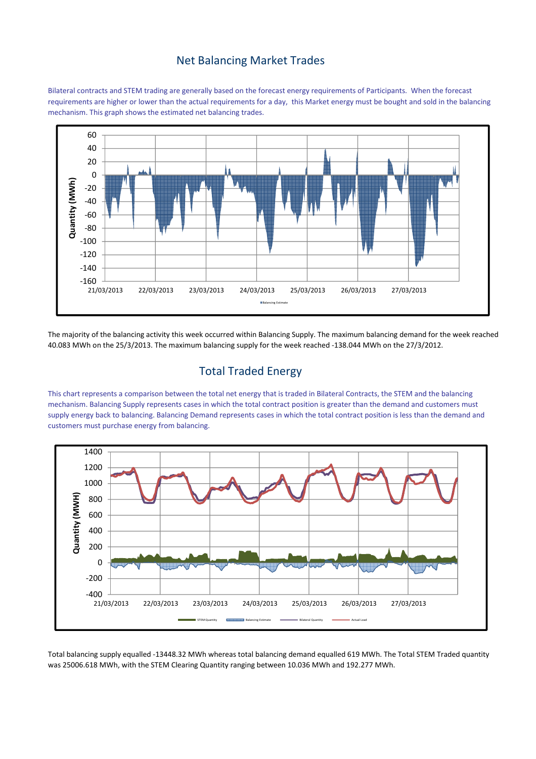## Net Balancing Market Trades

Bilateral contracts and STEM trading are generally based on the forecast energy requirements of Participants. When the forecast requirements are higher or lower than the actual requirements for a day, this Market energy must be bought and sold in the balancing mechanism. This graph shows the estimated net balancing trades.

The majority of the balancing activity this week occurred within Balancing Supply. The maximum balancing demand for the week reached 40.083 MWh on the 25/3/2013. The maximum balancing supply for the week reached -138.044 MWh on the 27/3/2012.

## Total Traded Energy

This chart represents a comparison between the total net energy that is traded in Bilateral Contracts, the STEM and the balancing mechanism. Balancing Supply represents cases in which the total contract position is greater than the demand and customers must supply energy back to balancing. Balancing Demand represents cases in which the total contract position is less than the demand and customers must purchase energy from balancing.

Total balancing supply equalled -13448.32 MWh whereas total balancing demand equalled 619 MWh. The Total STEM Traded quantity was 25006.618 MWh, with the STEM Clearing Quantity ranging between 10.036 MWh and 192.277 MWh.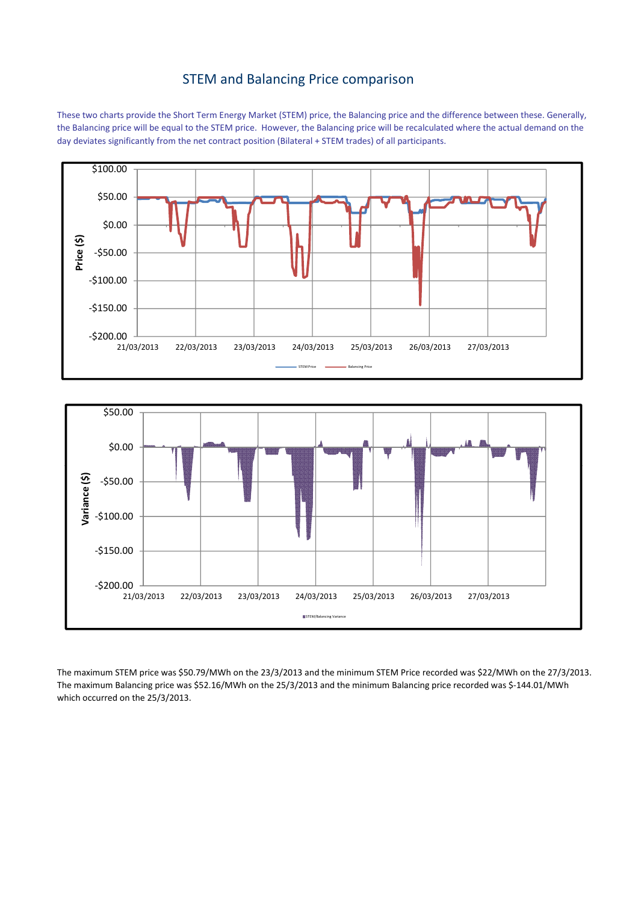# STEM and Balancing Price comparison

These two charts provide the Short Term Energy Market (STEM) price, the Balancing price and the difference between these. Generally, the Balancing price will be equal to the STEM price. However, the Balancing price will be recalculated where the actual demand on the day deviates significantly from the net contract position (Bilateral + STEM trades) of all participants.

Price ($)

$100.00
$50.00
$0.00
-$50.00
-$100.00
-$150.00
-$200.00

21/03/2013 22/03/2013 23/03/2013 24/03/2013 25/03/2013 26/03/2013 27/03/2013

STEM Price — Balancing Price

Variance ($)

$50.00
$0.00
-$50.00
-$100.00
-$150.00
-$200.00

21/03/2013 22/03/2013 23/03/2013 24/03/2013 25/03/2013 26/03/2013 27/03/2013

STEM/Balancing Variance

The maximum STEM price was $50.79/MWh on the 23/3/2013 and the minimum STEM Price recorded was $22/MWh on the 27/3/2013. The maximum Balancing price was $52.16/MWh on the 25/3/2013 and the minimum Balancing price recorded was $-144.01/MWh which occurred on the 25/3/2013.